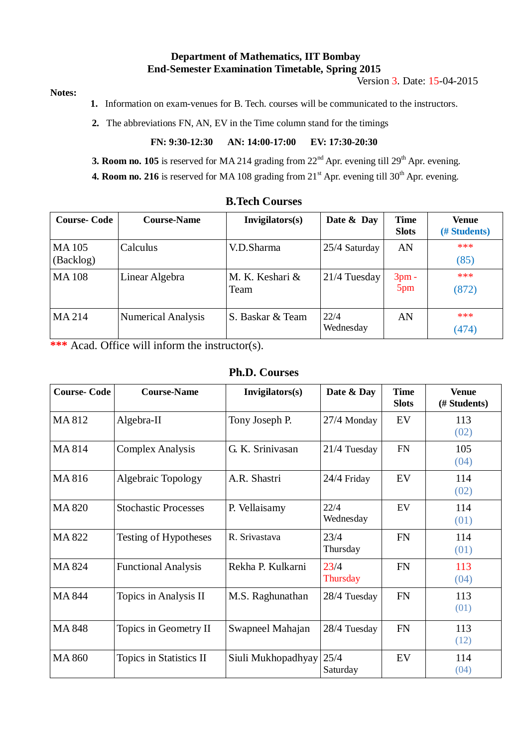**Department of Mathematics, IIT Bombay**
**End-Semester Examination Timetable, Spring 2015**

Version 3. Date: 15-04-2015

**Notes:**

1. Information on exam-venues for B. Tech. courses will be communicated to the instructors.
2. The abbreviations FN, AN, EV in the Time column stand for the timings

   **FN: 9:30-12:30 AN: 14:00-17:00 EV: 17:30-20:30**

3. **Room no. 105** is reserved for MA 214 grading from 22nd Apr. evening till 29th Apr. evening.
4. **Room no. 216** is reserved for MA 108 grading from 21st Apr. evening till 30th Apr. evening.

## B.Tech Courses

| Course- Code | Course-Name | Invigilators(s) | Date & Day | Time Slots | Venue (# Students) |
|---|---|---|---|---|---|
| MA 105 (Backlog) | Calculus | V.D.Sharma | 25/4 Saturday | AN | *** (85) |
| MA 108 | Linear Algebra | M. K. Keshari & Team | 21/4 Tuesday | 3pm - 5pm | *** (872) |
| MA 214 | Numerical Analysis | S. Baskar & Team | 22/4 Wednesday | AN | *** (474) |

*** Acad. Office will inform the instructor(s).

## Ph.D. Courses

| Course- Code | Course-Name | Invigilators(s) | Date & Day | Time Slots | Venue (# Students) |
|---|---|---|---|---|---|
| MA 812 | Algebra-II | Tony Joseph P. | 27/4 Monday | EV | 113 (02) |
| MA 814 | Complex Analysis | G. K. Srinivasan | 21/4 Tuesday | FN | 105 (04) |
| MA 816 | Algebraic Topology | A.R. Shastri | 24/4 Friday | EV | 114 (02) |
| MA 820 | Stochastic Processes | P. Vellaisamy | 22/4 Wednesday | EV | 114 (01) |
| MA 822 | Testing of Hypotheses | R. Srivastava | 23/4 Thursday | FN | 114 (01) |
| MA 824 | Functional Analysis | Rekha P. Kulkarni | 23/4 Thursday | FN | 113 (04) |
| MA 844 | Topics in Analysis II | M.S. Raghunathan | 28/4 Tuesday | FN | 113 (01) |
| MA 848 | Topics in Geometry II | Swapneel Mahajan | 28/4 Tuesday | FN | 113 (12) |
| MA 860 | Topics in Statistics II | Siuli Mukhopadhyay | 25/4 Saturday | EV | 114 (04) |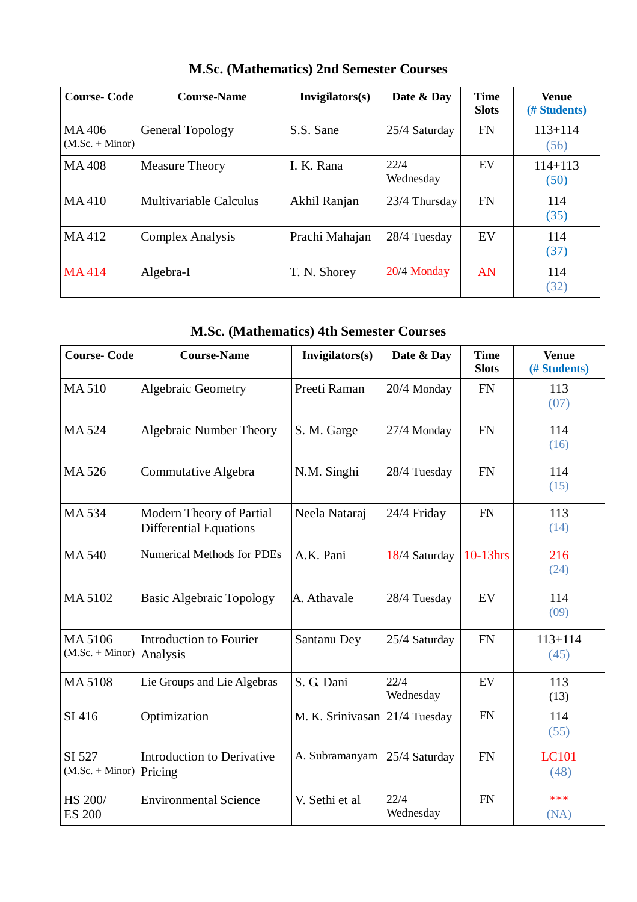## M.Sc. (Mathematics) 2nd Semester Courses

| Course- Code | Course-Name | Invigilators(s) | Date & Day | Time Slots | Venue (# Students) |
|---|---|---|---|---|---|
| MA 406 (M.Sc. + Minor) | General Topology | S.S. Sane | 25/4 Saturday | FN | 113+114 (56) |
| MA 408 | Measure Theory | I. K. Rana | 22/4 Wednesday | EV | 114+113 (50) |
| MA 410 | Multivariable Calculus | Akhil Ranjan | 23/4 Thursday | FN | 114 (35) |
| MA 412 | Complex Analysis | Prachi Mahajan | 28/4 Tuesday | EV | 114 (37) |
| MA 414 | Algebra-I | T. N. Shorey | 20/4 Monday | AN | 114 (32) |

## M.Sc. (Mathematics) 4th Semester Courses

| Course- Code | Course-Name | Invigilators(s) | Date & Day | Time Slots | Venue (# Students) |
|---|---|---|---|---|---|
| MA 510 | Algebraic Geometry | Preeti Raman | 20/4 Monday | FN | 113 (07) |
| MA 524 | Algebraic Number Theory | S. M. Garge | 27/4 Monday | FN | 114 (16) |
| MA 526 | Commutative Algebra | N.M. Singhi | 28/4 Tuesday | FN | 114 (15) |
| MA 534 | Modern Theory of Partial Differential Equations | Neela Nataraj | 24/4 Friday | FN | 113 (14) |
| MA 540 | Numerical Methods for PDEs | A.K. Pani | 18/4 Saturday | 10-13hrs | 216 (24) |
| MA 5102 | Basic Algebraic Topology | A. Athavale | 28/4 Tuesday | EV | 114 (09) |
| MA 5106 (M.Sc. + Minor) | Introduction to Fourier Analysis | Santanu Dey | 25/4 Saturday | FN | 113+114 (45) |
| MA 5108 | Lie Groups and Lie Algebras | S. G. Dani | 22/4 Wednesday | EV | 113 (13) |
| SI 416 | Optimization | M. K. Srinivasan | 21/4 Tuesday | FN | 114 (55) |
| SI 527 (M.Sc. + Minor) | Introduction to Derivative Pricing | A. Subramanyam | 25/4 Saturday | FN | LC101 (48) |
| HS 200/ ES 200 | Environmental Science | V. Sethi et al | 22/4 Wednesday | FN | *** (NA) |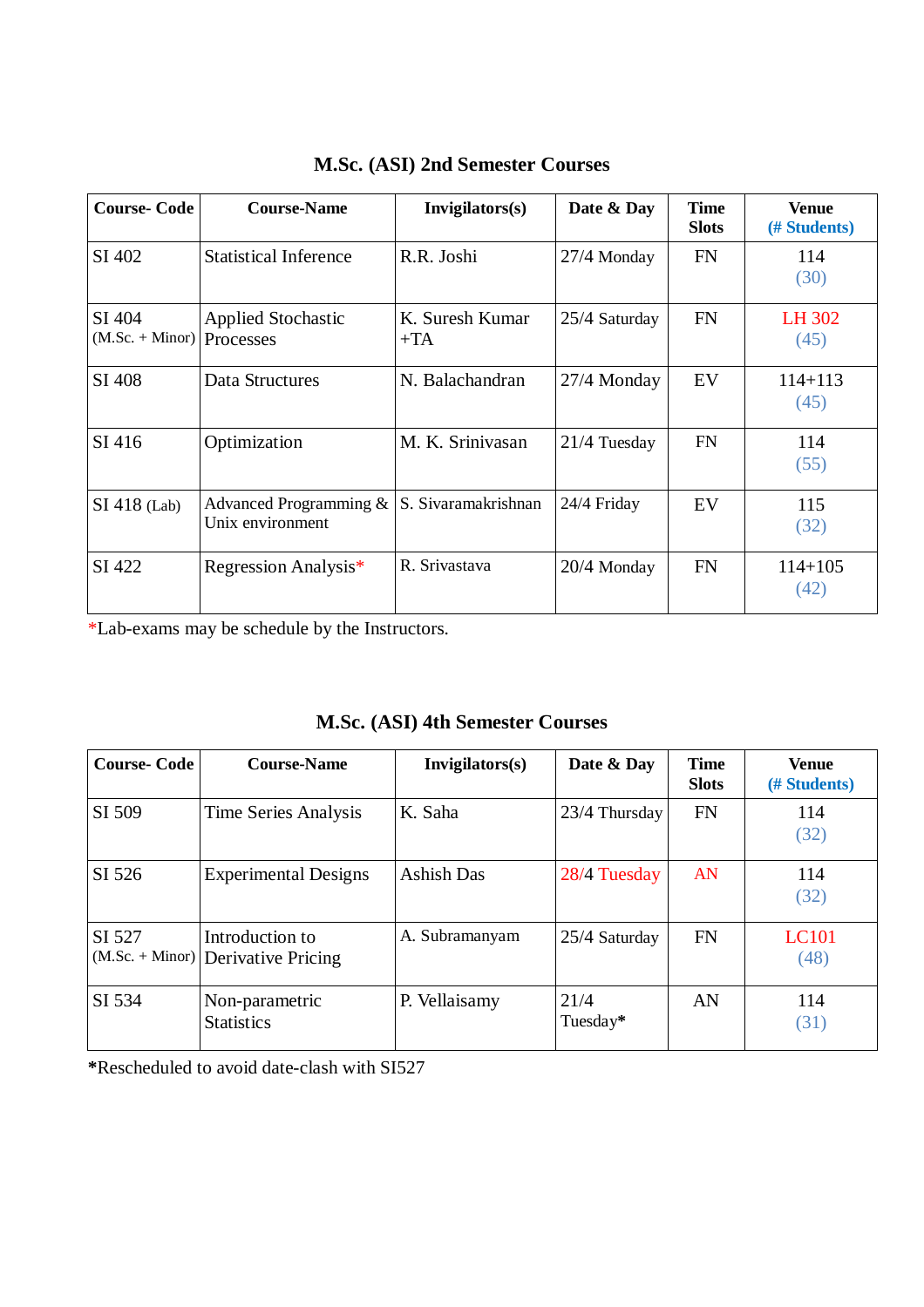## M.Sc. (ASI) 2nd Semester Courses

| Course- Code | Course-Name | Invigilators(s) | Date & Day | Time Slots | Venue (# Students) |
|---|---|---|---|---|---|
| SI 402 | Statistical Inference | R.R. Joshi | 27/4 Monday | FN | 114 (30) |
| SI 404 (M.Sc. + Minor) | Applied Stochastic Processes | K. Suresh Kumar +TA | 25/4 Saturday | FN | LH 302 (45) |
| SI 408 | Data Structures | N. Balachandran | 27/4 Monday | EV | 114+113 (45) |
| SI 416 | Optimization | M. K. Srinivasan | 21/4 Tuesday | FN | 114 (55) |
| SI 418 (Lab) | Advanced Programming & Unix environment | S. Sivaramakrishnan | 24/4 Friday | EV | 115 (32) |
| SI 422 | Regression Analysis* | R. Srivastava | 20/4 Monday | FN | 114+105 (42) |

*Lab-exams may be schedule by the Instructors.

## M.Sc. (ASI) 4th Semester Courses

| Course- Code | Course-Name | Invigilators(s) | Date & Day | Time Slots | Venue (# Students) |
|---|---|---|---|---|---|
| SI 509 | Time Series Analysis | K. Saha | 23/4 Thursday | FN | 114 (32) |
| SI 526 | Experimental Designs | Ashish Das | 28/4 Tuesday | AN | 114 (32) |
| SI 527 (M.Sc. + Minor) | Introduction to Derivative Pricing | A. Subramanyam | 25/4 Saturday | FN | LC101 (48) |
| SI 534 | Non-parametric Statistics | P. Vellaisamy | 21/4 Tuesday* | AN | 114 (31) |

**\***Rescheduled to avoid date-clash with SI527